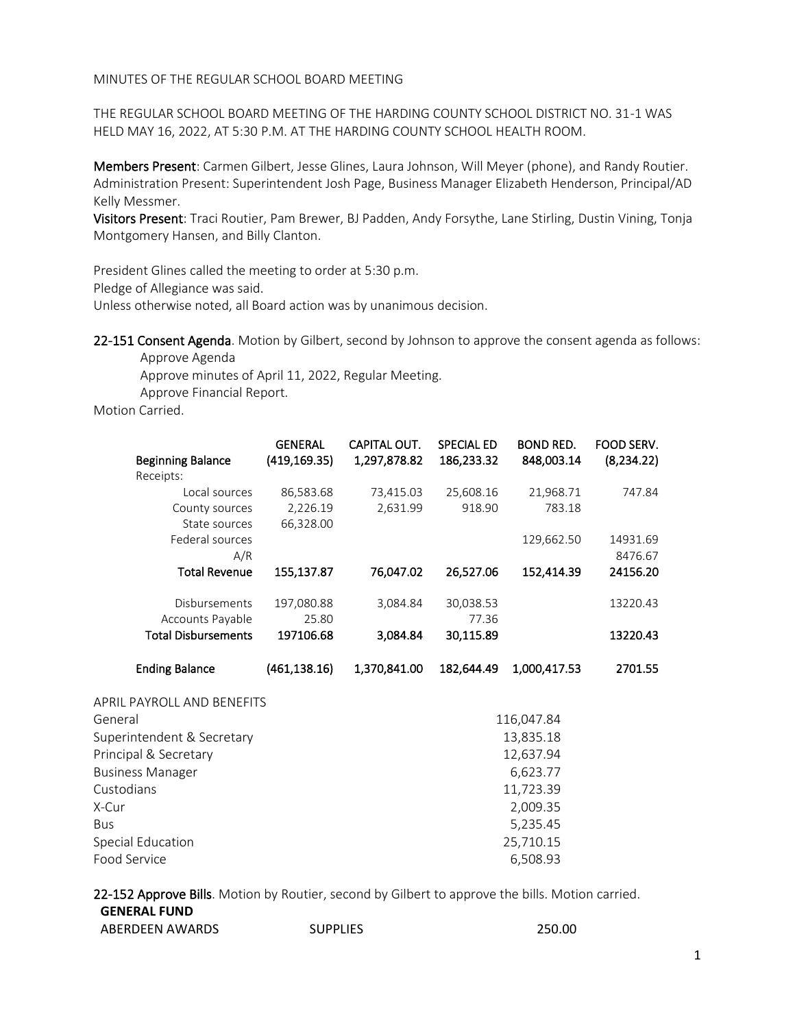MINUTES OF THE REGULAR SCHOOL BOARD MEETING

THE REGULAR SCHOOL BOARD MEETING OF THE HARDING COUNTY SCHOOL DISTRICT NO. 31-1 WAS HELD MAY 16, 2022, AT 5:30 P.M. AT THE HARDING COUNTY SCHOOL HEALTH ROOM.

**Members Present**: Carmen Gilbert, Jesse Glines, Laura Johnson, Will Meyer (phone), and Randy Routier. Administration Present: Superintendent Josh Page, Business Manager Elizabeth Henderson, Principal/AD Kelly Messmer.

**Visitors Present**: Traci Routier, Pam Brewer, BJ Padden, Andy Forsythe, Lane Stirling, Dustin Vining, Tonja Montgomery Hansen, and Billy Clanton.

President Glines called the meeting to order at 5:30 p.m.

Pledge of Allegiance was said.

Unless otherwise noted, all Board action was by unanimous decision.

**22-151 Consent Agenda**. Motion by Gilbert, second by Johnson to approve the consent agenda as follows:

Approve Agenda

Approve minutes of April 11, 2022, Regular Meeting.

Approve Financial Report.

Motion Carried.

| | GENERAL | CAPITAL OUT. | SPECIAL ED | BOND RED. | FOOD SERV. |
|---|---|---|---|---|---|
| **Beginning Balance** | (419,169.35) | 1,297,878.82 | 186,233.32 | 848,003.14 | (8,234.22) |
| Receipts: | | | | | |
| Local sources | 86,583.68 | 73,415.03 | 25,608.16 | 21,968.71 | 747.84 |
| County sources | 2,226.19 | 2,631.99 | 918.90 | 783.18 | |
| State sources | 66,328.00 | | | | |
| Federal sources | | | | 129,662.50 | 14931.69 |
| A/R | | | | | 8476.67 |
| **Total Revenue** | 155,137.87 | 76,047.02 | 26,527.06 | 152,414.39 | 24156.20 |
| Disbursements | 197,080.88 | 3,084.84 | 30,038.53 | | 13220.43 |
| Accounts Payable | 25.80 | | 77.36 | | |
| **Total Disbursements** | 197106.68 | 3,084.84 | 30,115.89 | | 13220.43 |
| **Ending Balance** | (461,138.16) | 1,370,841.00 | 182,644.49 | 1,000,417.53 | 2701.55 |

| APRIL PAYROLL AND BENEFITS | |
|---|---|
| General | 116,047.84 |
| Superintendent & Secretary | 13,835.18 |
| Principal & Secretary | 12,637.94 |
| Business Manager | 6,623.77 |
| Custodians | 11,723.39 |
| X-Cur | 2,009.35 |
| Bus | 5,235.45 |
| Special Education | 25,710.15 |
| Food Service | 6,508.93 |

**22-152 Approve Bills**. Motion by Routier, second by Gilbert to approve the bills. Motion carried.

| **GENERAL FUND** | | |
|---|---|---|
| ABERDEEN AWARDS | SUPPLIES | 250.00 |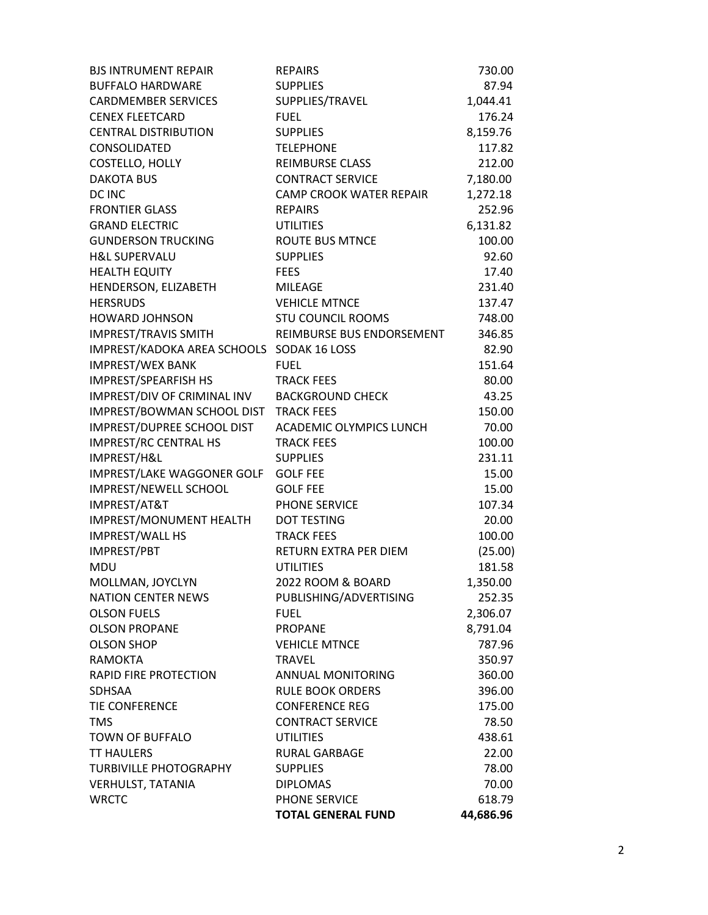| | | |
|---|---|---|
| BJS INTRUMENT REPAIR | REPAIRS | 730.00 |
| BUFFALO HARDWARE | SUPPLIES | 87.94 |
| CARDMEMBER SERVICES | SUPPLIES/TRAVEL | 1,044.41 |
| CENEX FLEETCARD | FUEL | 176.24 |
| CENTRAL DISTRIBUTION | SUPPLIES | 8,159.76 |
| CONSOLIDATED | TELEPHONE | 117.82 |
| COSTELLO, HOLLY | REIMBURSE CLASS | 212.00 |
| DAKOTA BUS | CONTRACT SERVICE | 7,180.00 |
| DC INC | CAMP CROOK WATER REPAIR | 1,272.18 |
| FRONTIER GLASS | REPAIRS | 252.96 |
| GRAND ELECTRIC | UTILITIES | 6,131.82 |
| GUNDERSON TRUCKING | ROUTE BUS MTNCE | 100.00 |
| H&L SUPERVALU | SUPPLIES | 92.60 |
| HEALTH EQUITY | FEES | 17.40 |
| HENDERSON, ELIZABETH | MILEAGE | 231.40 |
| HERSRUDS | VEHICLE MTNCE | 137.47 |
| HOWARD JOHNSON | STU COUNCIL ROOMS | 748.00 |
| IMPREST/TRAVIS SMITH | REIMBURSE BUS ENDORSEMENT | 346.85 |
| IMPREST/KADOKA AREA SCHOOLS | SODAK 16 LOSS | 82.90 |
| IMPREST/WEX BANK | FUEL | 151.64 |
| IMPREST/SPEARFISH HS | TRACK FEES | 80.00 |
| IMPREST/DIV OF CRIMINAL INV | BACKGROUND CHECK | 43.25 |
| IMPREST/BOWMAN SCHOOL DIST | TRACK FEES | 150.00 |
| IMPREST/DUPREE SCHOOL DIST | ACADEMIC OLYMPICS LUNCH | 70.00 |
| IMPREST/RC CENTRAL HS | TRACK FEES | 100.00 |
| IMPREST/H&L | SUPPLIES | 231.11 |
| IMPREST/LAKE WAGGONER GOLF | GOLF FEE | 15.00 |
| IMPREST/NEWELL SCHOOL | GOLF FEE | 15.00 |
| IMPREST/AT&T | PHONE SERVICE | 107.34 |
| IMPREST/MONUMENT HEALTH | DOT TESTING | 20.00 |
| IMPREST/WALL HS | TRACK FEES | 100.00 |
| IMPREST/PBT | RETURN EXTRA PER DIEM | (25.00) |
| MDU | UTILITIES | 181.58 |
| MOLLMAN, JOYCLYN | 2022 ROOM & BOARD | 1,350.00 |
| NATION CENTER NEWS | PUBLISHING/ADVERTISING | 252.35 |
| OLSON FUELS | FUEL | 2,306.07 |
| OLSON PROPANE | PROPANE | 8,791.04 |
| OLSON SHOP | VEHICLE MTNCE | 787.96 |
| RAMOKTA | TRAVEL | 350.97 |
| RAPID FIRE PROTECTION | ANNUAL MONITORING | 360.00 |
| SDHSAA | RULE BOOK ORDERS | 396.00 |
| TIE CONFERENCE | CONFERENCE REG | 175.00 |
| TMS | CONTRACT SERVICE | 78.50 |
| TOWN OF BUFFALO | UTILITIES | 438.61 |
| TT HAULERS | RURAL GARBAGE | 22.00 |
| TURBIVILLE PHOTOGRAPHY | SUPPLIES | 78.00 |
| VERHULST, TATANIA | DIPLOMAS | 70.00 |
| WRCTC | PHONE SERVICE | 618.79 |
| | **TOTAL GENERAL FUND** | **44,686.96** |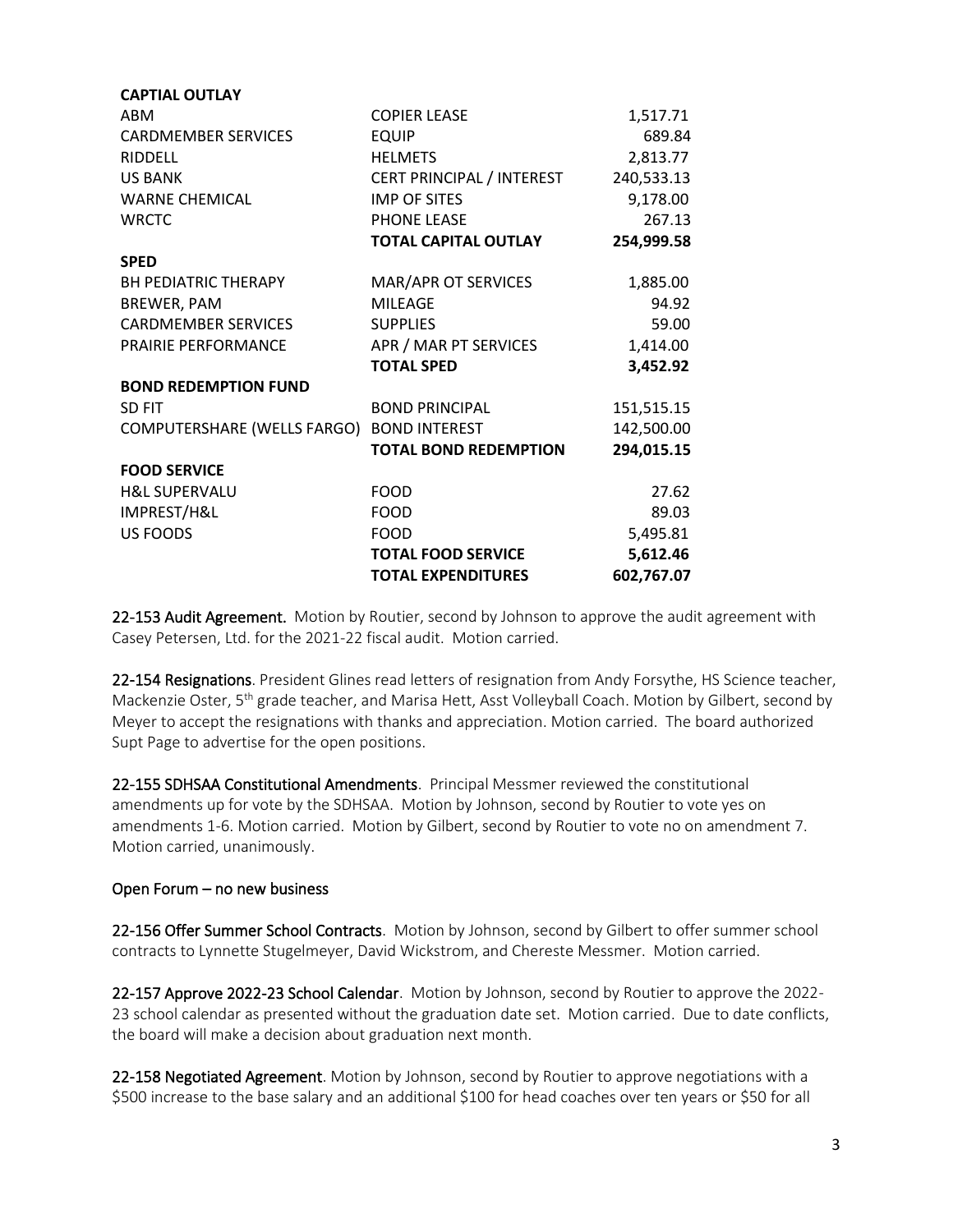| | | |
|---|---|---|
| **CAPTIAL OUTLAY** | | |
| ABM | COPIER LEASE | 1,517.71 |
| CARDMEMBER SERVICES | EQUIP | 689.84 |
| RIDDELL | HELMETS | 2,813.77 |
| US BANK | CERT PRINCIPAL / INTEREST | 240,533.13 |
| WARNE CHEMICAL | IMP OF SITES | 9,178.00 |
| WRCTC | PHONE LEASE | 267.13 |
| | **TOTAL CAPITAL OUTLAY** | **254,999.58** |
| **SPED** | | |
| BH PEDIATRIC THERAPY | MAR/APR OT SERVICES | 1,885.00 |
| BREWER, PAM | MILEAGE | 94.92 |
| CARDMEMBER SERVICES | SUPPLIES | 59.00 |
| PRAIRIE PERFORMANCE | APR / MAR PT SERVICES | 1,414.00 |
| | **TOTAL SPED** | **3,452.92** |
| **BOND REDEMPTION FUND** | | |
| SD FIT | BOND PRINCIPAL | 151,515.15 |
| COMPUTERSHARE (WELLS FARGO) | BOND INTEREST | 142,500.00 |
| | **TOTAL BOND REDEMPTION** | **294,015.15** |
| **FOOD SERVICE** | | |
| H&L SUPERVALU | FOOD | 27.62 |
| IMPREST/H&L | FOOD | 89.03 |
| US FOODS | FOOD | 5,495.81 |
| | **TOTAL FOOD SERVICE** | **5,612.46** |
| | **TOTAL EXPENDITURES** | **602,767.07** |

**22-153 Audit Agreement.** Motion by Routier, second by Johnson to approve the audit agreement with Casey Petersen, Ltd. for the 2021-22 fiscal audit. Motion carried.

**22-154 Resignations**. President Glines read letters of resignation from Andy Forsythe, HS Science teacher, Mackenzie Oster, 5th grade teacher, and Marisa Hett, Asst Volleyball Coach. Motion by Gilbert, second by Meyer to accept the resignations with thanks and appreciation. Motion carried. The board authorized Supt Page to advertise for the open positions.

**22-155 SDHSAA Constitutional Amendments**. Principal Messmer reviewed the constitutional amendments up for vote by the SDHSAA. Motion by Johnson, second by Routier to vote yes on amendments 1-6. Motion carried. Motion by Gilbert, second by Routier to vote no on amendment 7. Motion carried, unanimously.

Open Forum – no new business

**22-156 Offer Summer School Contracts**. Motion by Johnson, second by Gilbert to offer summer school contracts to Lynnette Stugelmeyer, David Wickstrom, and Chereste Messmer. Motion carried.

**22-157 Approve 2022-23 School Calendar**. Motion by Johnson, second by Routier to approve the 2022-23 school calendar as presented without the graduation date set. Motion carried. Due to date conflicts, the board will make a decision about graduation next month.

**22-158 Negotiated Agreement**. Motion by Johnson, second by Routier to approve negotiations with a $500 increase to the base salary and an additional $100 for head coaches over ten years or $50 for all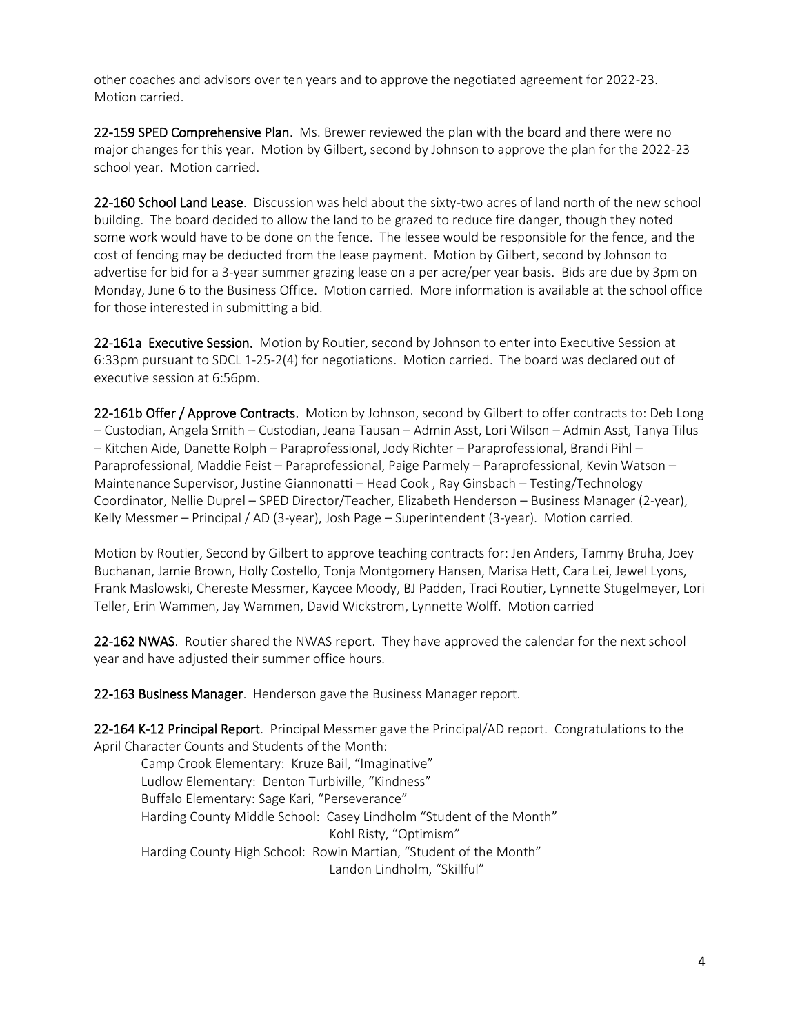other coaches and advisors over ten years and to approve the negotiated agreement for 2022-23. Motion carried.

**22-159 SPED Comprehensive Plan**. Ms. Brewer reviewed the plan with the board and there were no major changes for this year. Motion by Gilbert, second by Johnson to approve the plan for the 2022-23 school year. Motion carried.

**22-160 School Land Lease**. Discussion was held about the sixty-two acres of land north of the new school building. The board decided to allow the land to be grazed to reduce fire danger, though they noted some work would have to be done on the fence. The lessee would be responsible for the fence, and the cost of fencing may be deducted from the lease payment. Motion by Gilbert, second by Johnson to advertise for bid for a 3-year summer grazing lease on a per acre/per year basis. Bids are due by 3pm on Monday, June 6 to the Business Office. Motion carried. More information is available at the school office for those interested in submitting a bid.

**22-161a Executive Session.** Motion by Routier, second by Johnson to enter into Executive Session at 6:33pm pursuant to SDCL 1-25-2(4) for negotiations. Motion carried. The board was declared out of executive session at 6:56pm.

**22-161b Offer / Approve Contracts.** Motion by Johnson, second by Gilbert to offer contracts to: Deb Long – Custodian, Angela Smith – Custodian, Jeana Tausan – Admin Asst, Lori Wilson – Admin Asst, Tanya Tilus – Kitchen Aide, Danette Rolph – Paraprofessional, Jody Richter – Paraprofessional, Brandi Pihl – Paraprofessional, Maddie Feist – Paraprofessional, Paige Parmely – Paraprofessional, Kevin Watson – Maintenance Supervisor, Justine Giannonatti – Head Cook , Ray Ginsbach – Testing/Technology Coordinator, Nellie Duprel – SPED Director/Teacher, Elizabeth Henderson – Business Manager (2-year), Kelly Messmer – Principal / AD (3-year), Josh Page – Superintendent (3-year). Motion carried.

Motion by Routier, Second by Gilbert to approve teaching contracts for: Jen Anders, Tammy Bruha, Joey Buchanan, Jamie Brown, Holly Costello, Tonja Montgomery Hansen, Marisa Hett, Cara Lei, Jewel Lyons, Frank Maslowski, Chereste Messmer, Kaycee Moody, BJ Padden, Traci Routier, Lynnette Stugelmeyer, Lori Teller, Erin Wammen, Jay Wammen, David Wickstrom, Lynnette Wolff. Motion carried

**22-162 NWAS**. Routier shared the NWAS report. They have approved the calendar for the next school year and have adjusted their summer office hours.

**22-163 Business Manager**. Henderson gave the Business Manager report.

**22-164 K-12 Principal Report**. Principal Messmer gave the Principal/AD report. Congratulations to the April Character Counts and Students of the Month:

- Camp Crook Elementary: Kruze Bail, "Imaginative"
- Ludlow Elementary: Denton Turbiville, "Kindness"
- Buffalo Elementary: Sage Kari, "Perseverance"
- Harding County Middle School: Casey Lindholm "Student of the Month"
  Kohl Risty, "Optimism"
- Harding County High School: Rowin Martian, "Student of the Month"
  Landon Lindholm, "Skillful"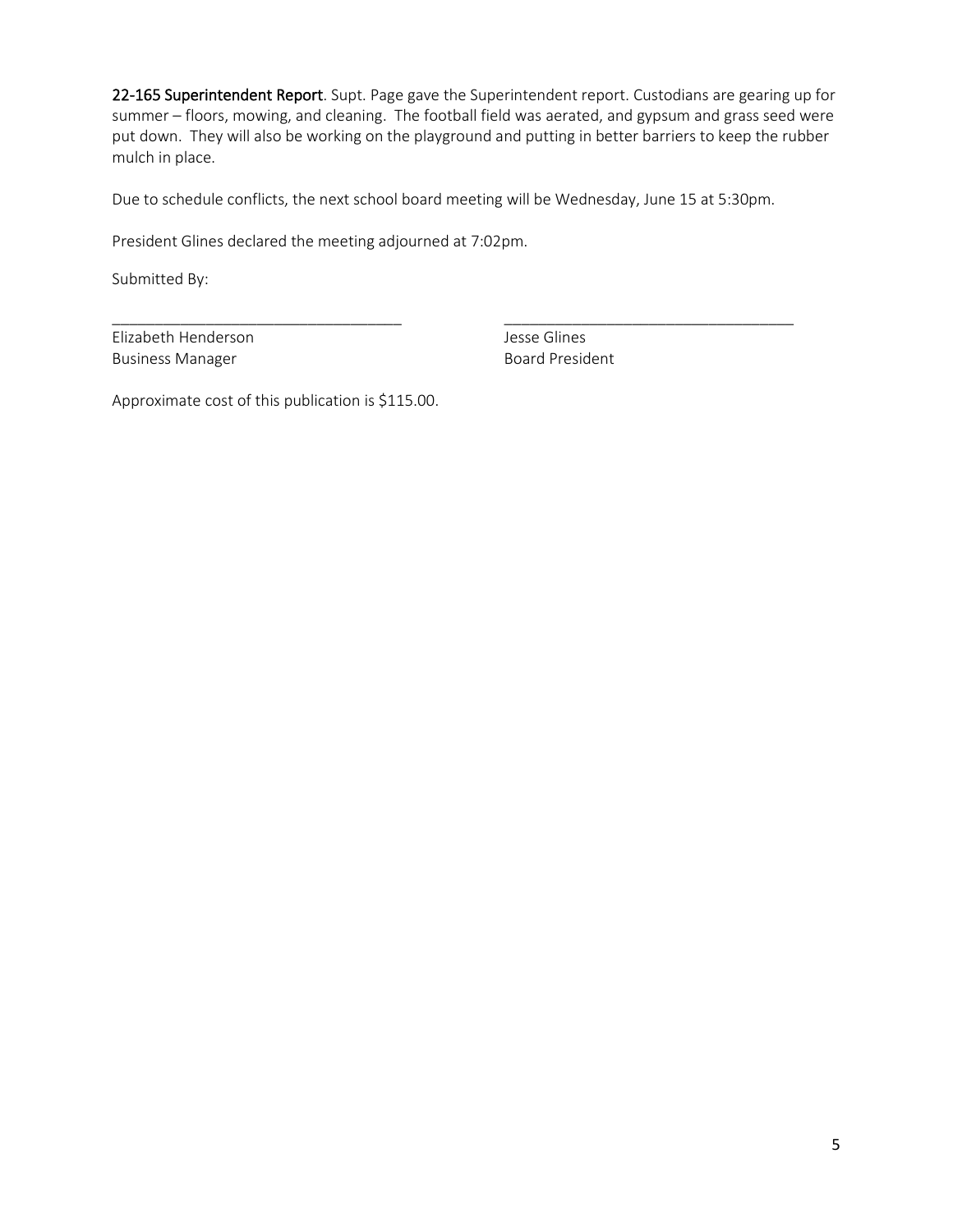**22-165 Superintendent Report**. Supt. Page gave the Superintendent report. Custodians are gearing up for summer – floors, mowing, and cleaning. The football field was aerated, and gypsum and grass seed were put down. They will also be working on the playground and putting in better barriers to keep the rubber mulch in place.

Due to schedule conflicts, the next school board meeting will be Wednesday, June 15 at 5:30pm.

President Glines declared the meeting adjourned at 7:02pm.

Submitted By:

| | |
|---|---|
| ___________________________________ | ___________________________________ |
| Elizabeth Henderson | Jesse Glines |
| Business Manager | Board President |

Approximate cost of this publication is $115.00.